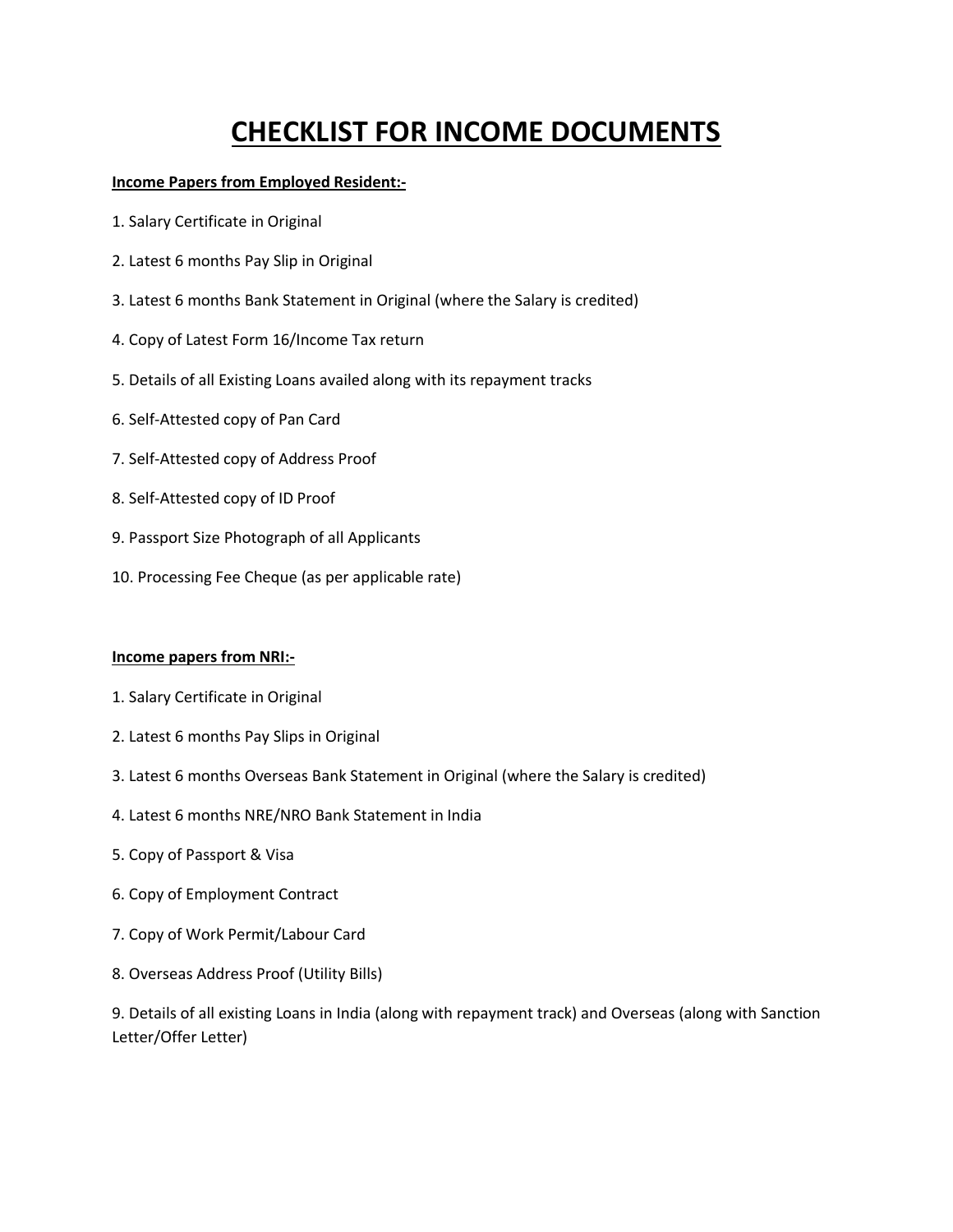# CHECKLIST FOR INCOME DOCUMENTS

**Income Papers from Employed Resident:-**

1. Salary Certificate in Original
2. Latest 6 months Pay Slip in Original
3. Latest 6 months Bank Statement in Original (where the Salary is credited)
4. Copy of Latest Form 16/Income Tax return
5. Details of all Existing Loans availed along with its repayment tracks
6. Self-Attested copy of Pan Card
7. Self-Attested copy of Address Proof
8. Self-Attested copy of ID Proof
9. Passport Size Photograph of all Applicants
10. Processing Fee Cheque (as per applicable rate)

**Income papers from NRI:-**

1. Salary Certificate in Original
2. Latest 6 months Pay Slips in Original
3. Latest 6 months Overseas Bank Statement in Original (where the Salary is credited)
4. Latest 6 months NRE/NRO Bank Statement in India
5. Copy of Passport & Visa
6. Copy of Employment Contract
7. Copy of Work Permit/Labour Card
8. Overseas Address Proof (Utility Bills)
9. Details of all existing Loans in India (along with repayment track) and Overseas (along with Sanction Letter/Offer Letter)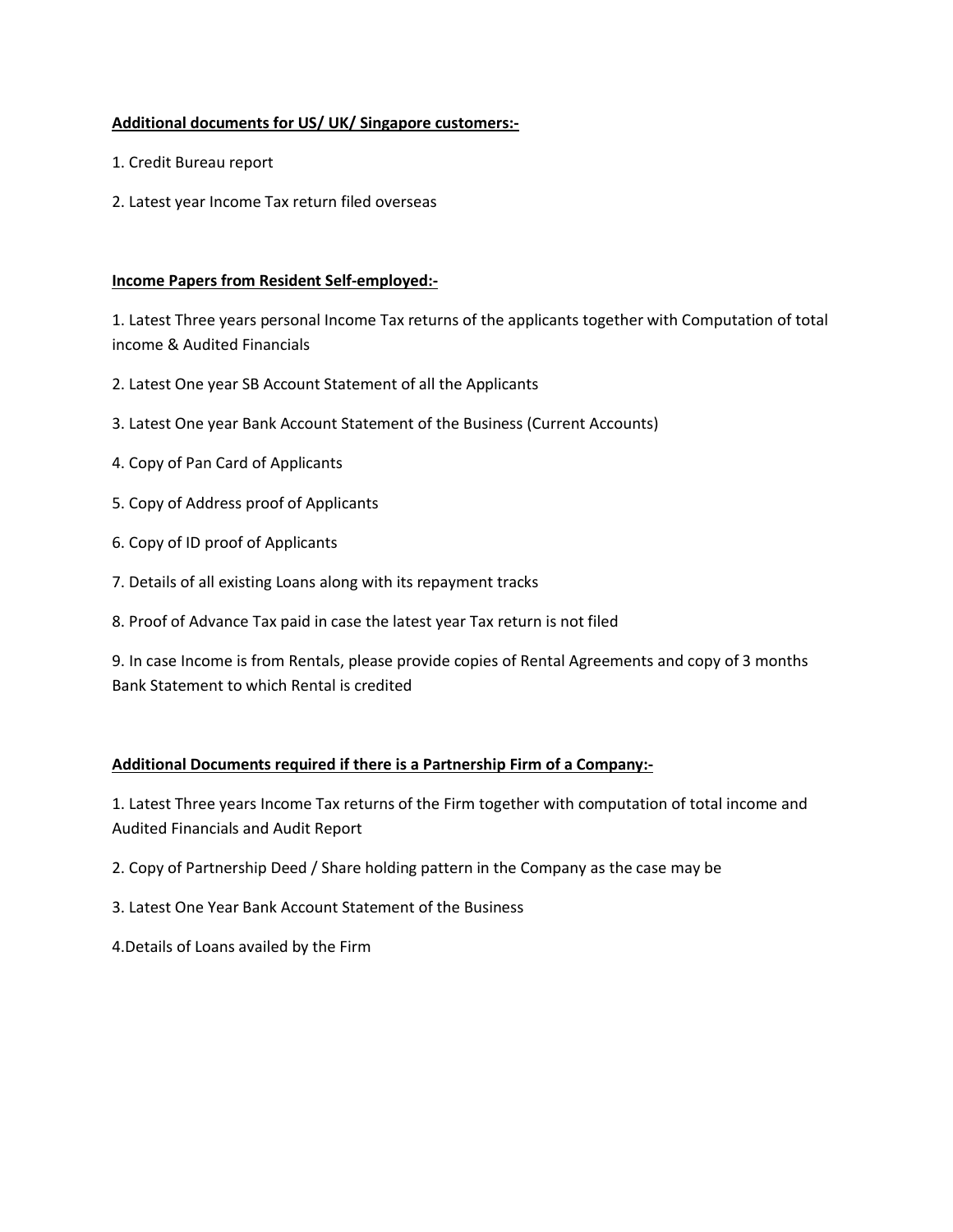**Additional documents for US/ UK/ Singapore customers:-**

1. Credit Bureau report
2. Latest year Income Tax return filed overseas

**Income Papers from Resident Self-employed:-**

1. Latest Three years personal Income Tax returns of the applicants together with Computation of total income & Audited Financials
2. Latest One year SB Account Statement of all the Applicants
3. Latest One year Bank Account Statement of the Business (Current Accounts)
4. Copy of Pan Card of Applicants
5. Copy of Address proof of Applicants
6. Copy of ID proof of Applicants
7. Details of all existing Loans along with its repayment tracks
8. Proof of Advance Tax paid in case the latest year Tax return is not filed
9. In case Income is from Rentals, please provide copies of Rental Agreements and copy of 3 months Bank Statement to which Rental is credited

**Additional Documents required if there is a Partnership Firm of a Company:-**

1. Latest Three years Income Tax returns of the Firm together with computation of total income and Audited Financials and Audit Report
2. Copy of Partnership Deed / Share holding pattern in the Company as the case may be
3. Latest One Year Bank Account Statement of the Business
4. Details of Loans availed by the Firm